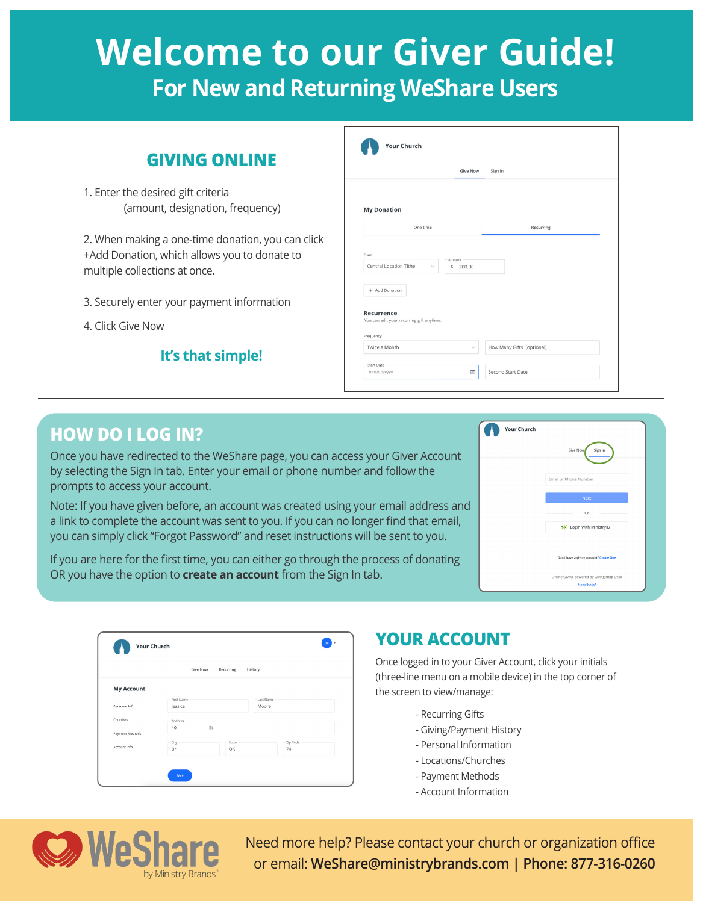# Welcome to our Giver Guide!

## For New and Returning WeShare Users

## GIVING ONLINE

1. Enter the desired gift criteria (amount, designation, frequency)
2. When making a one-time donation, you can click +Add Donation, which allows you to donate to multiple collections at once.
3. Securely enter your payment information
4. Click Give Now

**It's that simple!**

## HOW DO I LOG IN?

Once you have redirected to the WeShare page, you can access your Giver Account by selecting the Sign In tab. Enter your email or phone number and follow the prompts to access your account.

Note: If you have given before, an account was created using your email address and a link to complete the account was sent to you. If you can no longer find that email, you can simply click "Forgot Password" and reset instructions will be sent to you.

If you are here for the first time, you can either go through the process of donating OR you have the option to **create an account** from the Sign In tab.

## YOUR ACCOUNT

Once logged in to your Giver Account, click your initials (three-line menu on a mobile device) in the top corner of the screen to view/manage:

- Recurring Gifts
- Giving/Payment History
- Personal Information
- Locations/Churches
- Payment Methods
- Account Information

WeShare by Ministry Brands

Need more help? Please contact your church or organization office or email: **WeShare@ministrybrands.com** | **Phone: 877-316-0260**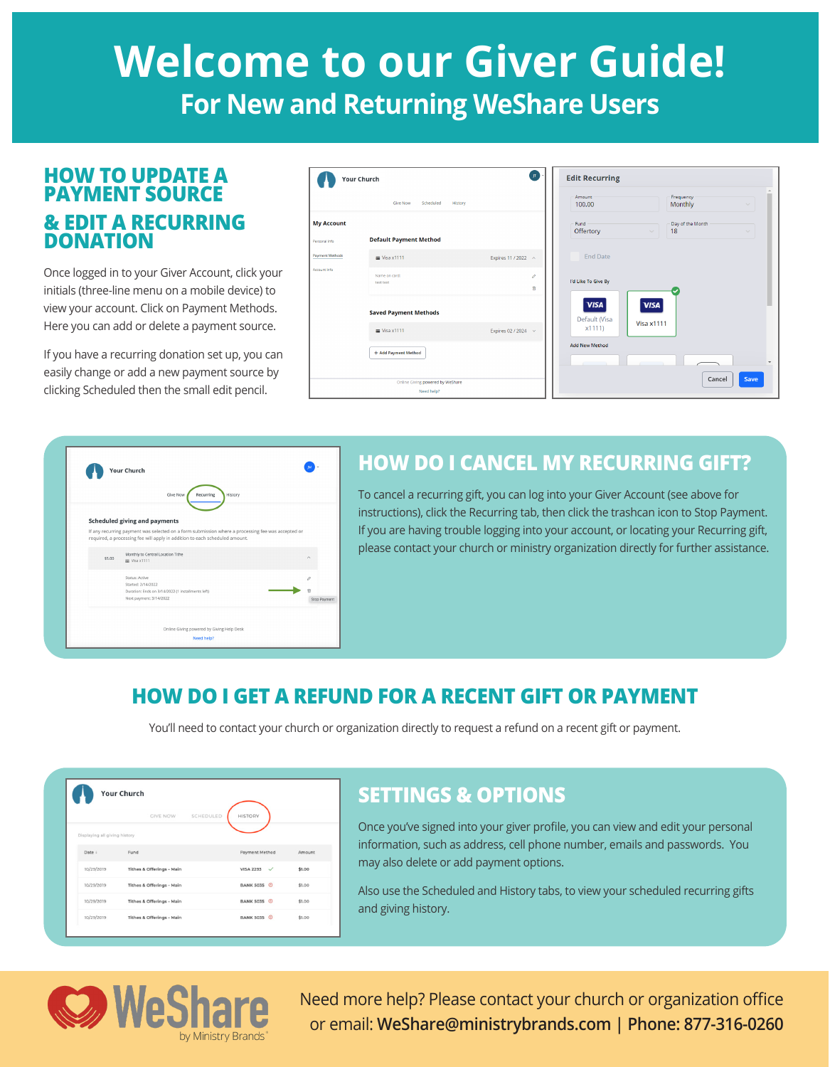# Welcome to our Giver Guide!

## For New and Returning WeShare Users

## HOW TO UPDATE A PAYMENT SOURCE & EDIT A RECURRING DONATION

Once logged in to your Giver Account, click your initials (three-line menu on a mobile device) to view your account. Click on Payment Methods. Here you can add or delete a payment source.

If you have a recurring donation set up, you can easily change or add a new payment source by clicking Scheduled then the small edit pencil.

## HOW DO I CANCEL MY RECURRING GIFT?

To cancel a recurring gift, you can log into your Giver Account (see above for instructions), click the Recurring tab, then click the trashcan icon to Stop Payment. If you are having trouble logging into your account, or locating your Recurring gift, please contact your church or ministry organization directly for further assistance.

## HOW DO I GET A REFUND FOR A RECENT GIFT OR PAYMENT

You'll need to contact your church or organization directly to request a refund on a recent gift or payment.

## SETTINGS & OPTIONS

Once you've signed into your giver profile, you can view and edit your personal information, such as address, cell phone number, emails and passwords. You may also delete or add payment options.

Also use the Scheduled and History tabs, to view your scheduled recurring gifts and giving history.

WeShare by Ministry Brands

Need more help? Please contact your church or organization office or email: **WeShare@ministrybrands.com** | **Phone: 877-316-0260**